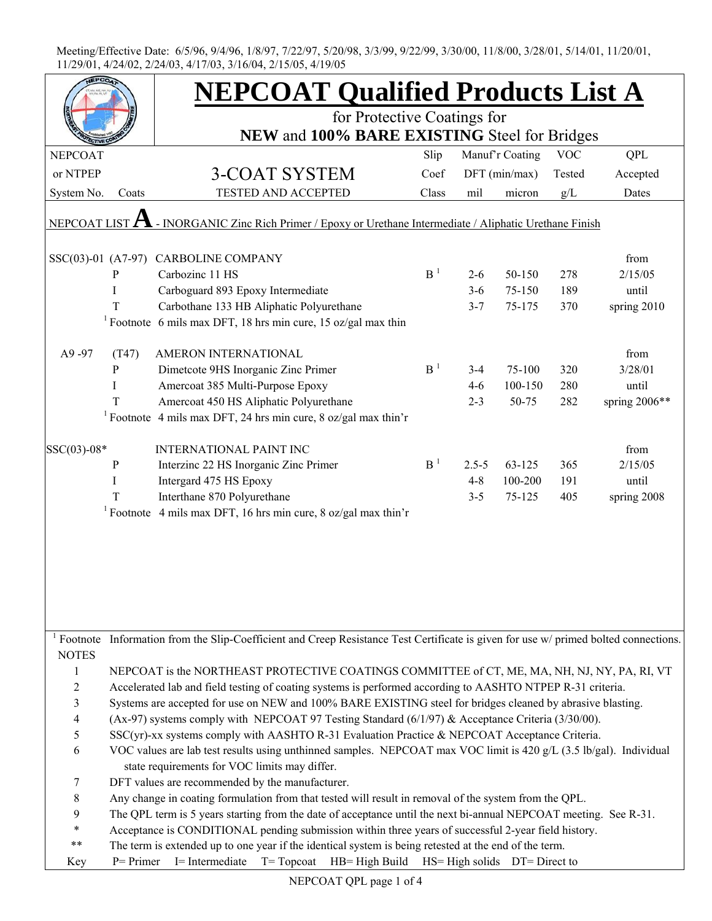Meeting/Effective Date: 6/5/96, 9/4/96, 1/8/97, 7/22/97, 5/20/98, 3/3/99, 9/22/99, 3/30/00, 11/8/00, 3/28/01, 5/14/01, 11/20/01, 11/29/01, 4/24/02, 2/24/03, 4/17/03, 3/16/04, 2/15/05, 4/19/05

# NEPCOAT Qualified Products List A

for Protective Coatings for
**NEW** and **100% BARE EXISTING** Steel for Bridges

## 3-COAT SYSTEM
TESTED AND ACCEPTED

| NEPCOAT or NTPEP System No. | Coats | 3-COAT SYSTEM TESTED AND ACCEPTED | Slip Coef Class | Manuf'r Coating DFT (min/max) mil | Manuf'r Coating DFT (min/max) micron | VOC Tested g/L | QPL Accepted Dates |
|---|---|---|---|---|---|---|---|
| NEPCOAT LIST **A** - INORGANIC Zinc Rich Primer / Epoxy or Urethane Intermediate / Aliphatic Urethane Finish | | | | | | | |
| SSC(03)-01 | (A7-97) | CAROLINE COMPANY | | | | | from |
| | P | Carbozinc 11 HS | B [1] | 2-6 | 50-150 | 278 | 2/15/05 |
| | I | Carboguard 893 Epoxy Intermediate | | 3-6 | 75-150 | 189 | until |
| | T | Carbothane 133 HB Aliphatic Polyurethane | | 3-7 | 75-175 | 370 | spring 2010 |
| | [1] Footnote | 6 mils max DFT, 18 hrs min cure, 15 oz/gal max thin | | | | | |
| A9 -97 | (T47) | AMERON INTERNATIONAL | | | | | from |
| | P | Dimetcote 9HS Inorganic Zinc Primer | B [1] | 3-4 | 75-100 | 320 | 3/28/01 |
| | I | Amercoat 385 Multi-Purpose Epoxy | | 4-6 | 100-150 | 280 | until |
| | T | Amercoat 450 HS Aliphatic Polyurethane | | 2-3 | 50-75 | 282 | spring 2006** |
| | [1] Footnote | 4 mils max DFT, 24 hrs min cure, 8 oz/gal max thin'r | | | | | |
| SSC(03)-08* | | INTERNATIONAL PAINT INC | | | | | from |
| | P | Interzinc 22 HS Inorganic Zinc Primer | B [1] | 2.5-5 | 63-125 | 365 | 2/15/05 |
| | I | Intergard 475 HS Epoxy | | 4-8 | 100-200 | 191 | until |
| | T | Interthane 870 Polyurethane | | 3-5 | 75-125 | 405 | spring 2008 |
| | [1] Footnote | 4 mils max DFT, 16 hrs min cure, 8 oz/gal max thin'r | | | | | |

[1] Footnote Information from the Slip-Coefficient and Creep Resistance Test Certificate is given for use w/ primed bolted connections.

NOTES

1. NEPCOAT is the NORTHEAST PROTECTIVE COATINGS COMMITTEE of CT, ME, MA, NH, NJ, NY, PA, RI, VT
2. Accelerated lab and field testing of coating systems is performed according to AASHTO NTPEP R-31 criteria.
3. Systems are accepted for use on NEW and 100% BARE EXISTING steel for bridges cleaned by abrasive blasting.
4. (Ax-97) systems comply with NEPCOAT 97 Testing Standard (6/1/97) & Acceptance Criteria (3/30/00).
5. SSC(yr)-xx systems comply with AASHTO R-31 Evaluation Practice & NEPCOAT Acceptance Criteria.
6. VOC values are lab test results using unthinned samples. NEPCOAT max VOC limit is 420 g/L (3.5 lb/gal). Individual state requirements for VOC limits may differ.
7. DFT values are recommended by the manufacturer.
8. Any change in coating formulation from that tested will result in removal of the system from the QPL.
9. The QPL term is 5 years starting from the date of acceptance until the next bi-annual NEPCOAT meeting. See R-31.

\* Acceptance is CONDITIONAL pending submission within three years of successful 2-year field history.

** The term is extended up to one year if the identical system is being retested at the end of the term.

Key: P= Primer I= Intermediate T= Topcoat HB= High Build HS= High solids DT= Direct to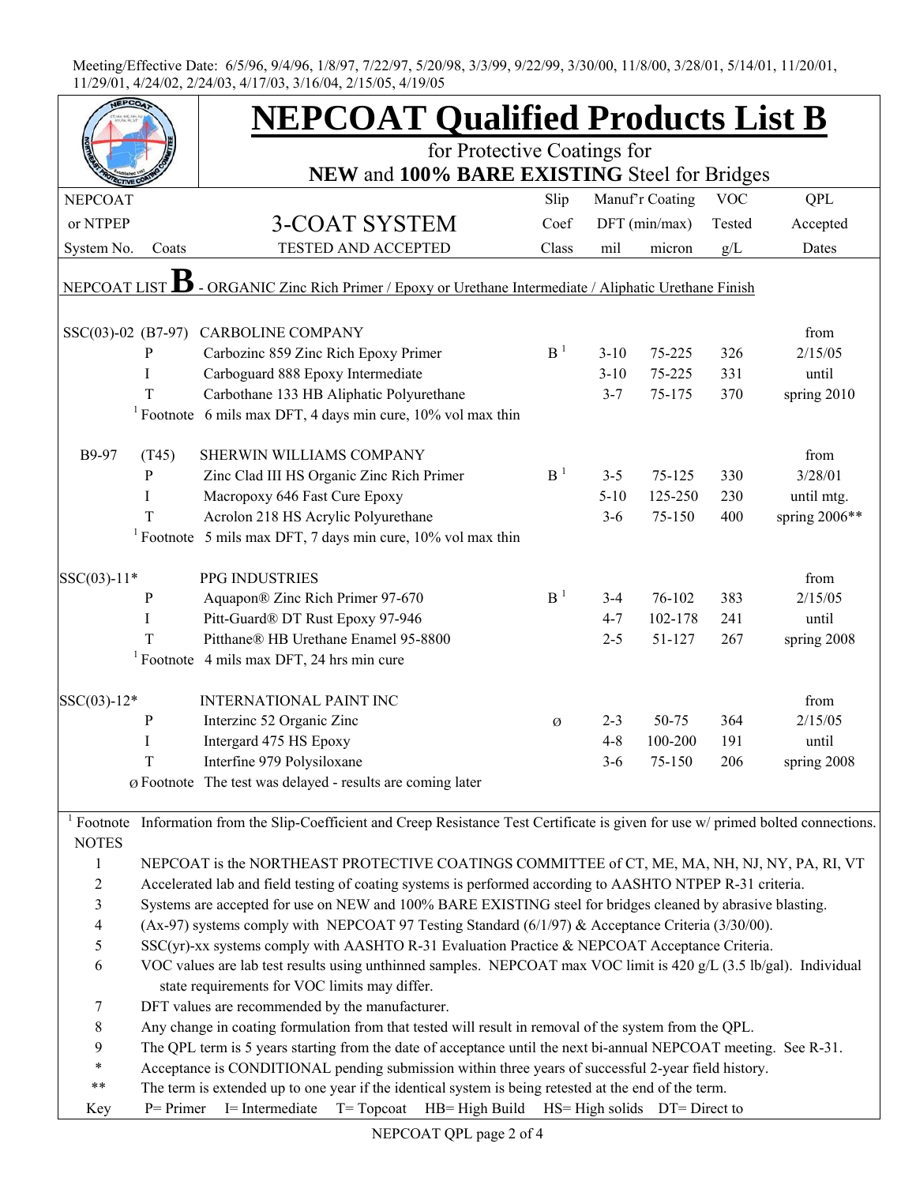Meeting/Effective Date: 6/5/96, 9/4/96, 1/8/97, 7/22/97, 5/20/98, 3/3/99, 9/22/99, 3/30/00, 11/8/00, 3/28/01, 5/14/01, 11/20/01, 11/29/01, 4/24/02, 2/24/03, 4/17/03, 3/16/04, 2/15/05, 4/19/05

# NEPCOAT Qualified Products List B

for Protective Coatings for

**NEW** and **100% BARE EXISTING** Steel for Bridges

| NEPCOAT or NTPEP System No. | Coats | 3-COAT SYSTEM TESTED AND ACCEPTED | Slip Coef Class | Manuf'r Coating DFT (min/max) mil | micron | VOC Tested g/L | QPL Accepted Dates |
|---|---|---|---|---|---|---|---|
| NEPCOAT LIST **B** - ORGANIC Zinc Rich Primer / Epoxy or Urethane Intermediate / Aliphatic Urethane Finish | | | | | | | |
| SSC(03)-02 | (B7-97) | CARBOLINE COMPANY | | | | | from |
| | P | Carbozinc 859 Zinc Rich Epoxy Primer | B[1] | 3-10 | 75-225 | 326 | 2/15/05 |
| | I | Carboguard 888 Epoxy Intermediate | | 3-10 | 75-225 | 331 | until |
| | T | Carbothane 133 HB Aliphatic Polyurethane | | 3-7 | 75-175 | 370 | spring 2010 |
| | [1] Footnote | 6 mils max DFT, 4 days min cure, 10% vol max thin | | | | | |
| B9-97 | (T45) | SHERWIN WILLIAMS COMPANY | | | | | from |
| | P | Zinc Clad III HS Organic Zinc Rich Primer | B[1] | 3-5 | 75-125 | 330 | 3/28/01 |
| | I | Macropoxy 646 Fast Cure Epoxy | | 5-10 | 125-250 | 230 | until mtg. |
| | T | Acrolon 218 HS Acrylic Polyurethane | | 3-6 | 75-150 | 400 | spring 2006** |
| | [1] Footnote | 5 mils max DFT, 7 days min cure, 10% vol max thin | | | | | |
| SSC(03)-11* | | PPG INDUSTRIES | | | | | from |
| | P | Aquapon® Zinc Rich Primer 97-670 | B[1] | 3-4 | 76-102 | 383 | 2/15/05 |
| | I | Pitt-Guard® DT Rust Epoxy 97-946 | | 4-7 | 102-178 | 241 | until |
| | T | Pitthane® HB Urethane Enamel 95-8800 | | 2-5 | 51-127 | 267 | spring 2008 |
| | [1] Footnote | 4 mils max DFT, 24 hrs min cure | | | | | |
| SSC(03)-12* | | INTERNATIONAL PAINT INC | | | | | from |
| | P | Interzinc 52 Organic Zinc | ø | 2-3 | 50-75 | 364 | 2/15/05 |
| | I | Intergard 475 HS Epoxy | | 4-8 | 100-200 | 191 | until |
| | T | Interfine 979 Polysiloxane | | 3-6 | 75-150 | 206 | spring 2008 |
| | ø Footnote | The test was delayed - results are coming later | | | | | |

[1] Footnote Information from the Slip-Coefficient and Creep Resistance Test Certificate is given for use w/ primed bolted connections.

NOTES

1. NEPCOAT is the NORTHEAST PROTECTIVE COATINGS COMMITTEE of CT, ME, MA, NH, NJ, NY, PA, RI, VT
2. Accelerated lab and field testing of coating systems is performed according to AASHTO NTPEP R-31 criteria.
3. Systems are accepted for use on NEW and 100% BARE EXISTING steel for bridges cleaned by abrasive blasting.
4. (Ax-97) systems comply with NEPCOAT 97 Testing Standard (6/1/97) & Acceptance Criteria (3/30/00).
5. SSC(yr)-xx systems comply with AASHTO R-31 Evaluation Practice & NEPCOAT Acceptance Criteria.
6. VOC values are lab test results using unthinned samples. NEPCOAT max VOC limit is 420 g/L (3.5 lb/gal). Individual state requirements for VOC limits may differ.
7. DFT values are recommended by the manufacturer.
8. Any change in coating formulation from that tested will result in removal of the system from the QPL.
9. The QPL term is 5 years starting from the date of acceptance until the next bi-annual NEPCOAT meeting. See R-31.

\* Acceptance is CONDITIONAL pending submission within three years of successful 2-year field history.

** The term is extended up to one year if the identical system is being retested at the end of the term.

Key: P= Primer I= Intermediate T= Topcoat HB= High Build HS= High solids DT= Direct to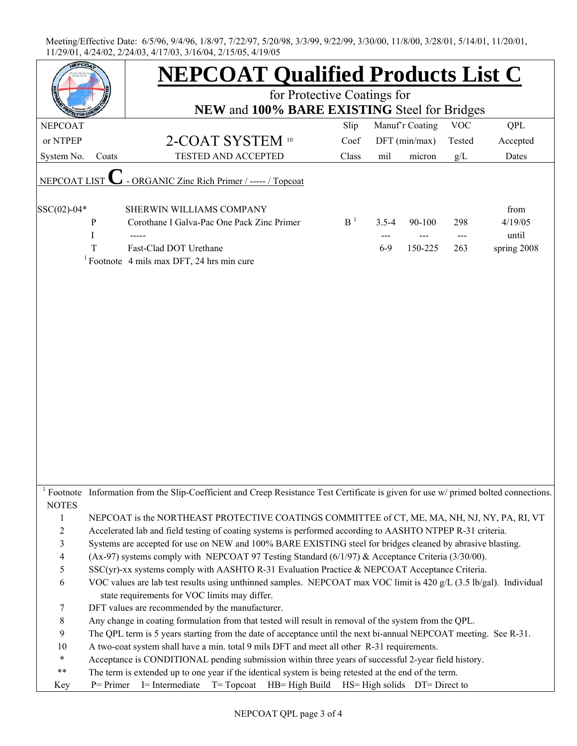Meeting/Effective Date: 6/5/96, 9/4/96, 1/8/97, 7/22/97, 5/20/98, 3/3/99, 9/22/99, 3/30/00, 11/8/00, 3/28/01, 5/14/01, 11/20/01, 11/29/01, 4/24/02, 2/24/03, 4/17/03, 3/16/04, 2/15/05, 4/19/05

# NEPCOAT Qualified Products List C

for Protective Coatings for

**NEW** and **100% BARE EXISTING** Steel for Bridges

| NEPCOAT or NTPEP System No. | Coats | 2-COAT SYSTEM [10] TESTED AND ACCEPTED | Slip Coef Class | Manuf'r Coating DFT (min/max) mil | micron | VOC Tested g/L | QPL Accepted Dates |
|---|---|---|---|---|---|---|---|
| NEPCOAT LIST **C** - ORGANIC Zinc Rich Primer / ----- / Topcoat | | | | | | | |
| SSC(02)-04* | | SHERWIN WILLIAMS COMPANY | | | | | from |
| | P | Corothane I Galva-Pac One Pack Zinc Primer | B [1] | 3.5-4 | 90-100 | 298 | 4/19/05 |
| | I | ----- | | --- | --- | --- | until |
| | T | Fast-Clad DOT Urethane | | 6-9 | 150-225 | 263 | spring 2008 |
| | [1] Footnote | 4 mils max DFT, 24 hrs min cure | | | | | |

[1] Footnote Information from the Slip-Coefficient and Creep Resistance Test Certificate is given for use w/ primed bolted connections.

NOTES

1. NEPCOAT is the NORTHEAST PROTECTIVE COATINGS COMMITTEE of CT, ME, MA, NH, NJ, NY, PA, RI, VT
2. Accelerated lab and field testing of coating systems is performed according to AASHTO NTPEP R-31 criteria.
3. Systems are accepted for use on NEW and 100% BARE EXISTING steel for bridges cleaned by abrasive blasting.
4. (Ax-97) systems comply with NEPCOAT 97 Testing Standard (6/1/97) & Acceptance Criteria (3/30/00).
5. SSC(yr)-xx systems comply with AASHTO R-31 Evaluation Practice & NEPCOAT Acceptance Criteria.
6. VOC values are lab test results using unthinned samples. NEPCOAT max VOC limit is 420 g/L (3.5 lb/gal). Individual state requirements for VOC limits may differ.
7. DFT values are recommended by the manufacturer.
8. Any change in coating formulation from that tested will result in removal of the system from the QPL.
9. The QPL term is 5 years starting from the date of acceptance until the next bi-annual NEPCOAT meeting. See R-31.
10. A two-coat system shall have a min. total 9 mils DFT and meet all other R-31 requirements.

\* Acceptance is CONDITIONAL pending submission within three years of successful 2-year field history.

\*\* The term is extended up to one year if the identical system is being retested at the end of the term.

Key P= Primer I= Intermediate T= Topcoat HB= High Build HS= High solids DT= Direct to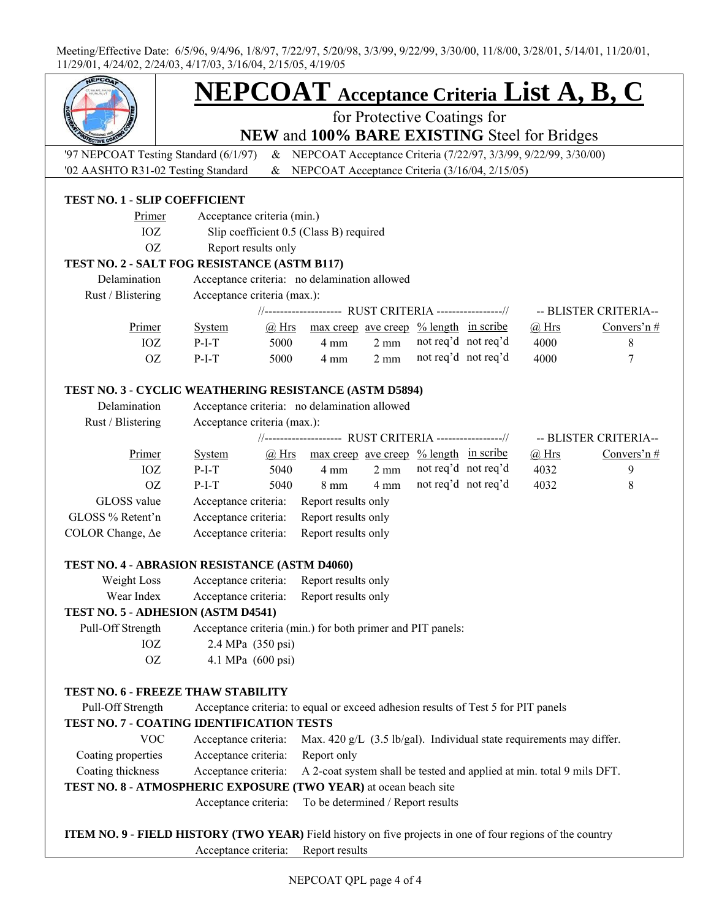Meeting/Effective Date: 6/5/96, 9/4/96, 1/8/97, 7/22/97, 5/20/98, 3/3/99, 9/22/99, 3/30/00, 11/8/00, 3/28/01, 5/14/01, 11/20/01, 11/29/01, 4/24/02, 2/24/03, 4/17/03, 3/16/04, 2/15/05, 4/19/05

# NEPCOAT Acceptance Criteria List A, B, C

for Protective Coatings for

**NEW** and **100% BARE EXISTING** Steel for Bridges

'97 NEPCOAT Testing Standard (6/1/97) & NEPCOAT Acceptance Criteria (7/22/97, 3/3/99, 9/22/99, 3/30/00)

'02 AASHTO R31-02 Testing Standard & NEPCOAT Acceptance Criteria (3/16/04, 2/15/05)

### TEST NO. 1 - SLIP COEFFICIENT

| Primer | Acceptance criteria (min.) |
|---|---|
| IOZ | Slip coefficient 0.5 (Class B) required |
| OZ | Report results only |

### TEST NO. 2 - SALT FOG RESISTANCE (ASTM B117)

Delamination: Acceptance criteria: no delamination allowed

Rust / Blistering: Acceptance criteria (max.):

| | | RUST CRITERIA | | | | | BLISTER CRITERIA | |
|---|---|---|---|---|---|---|---|---|
| Primer | System | @ Hrs | max creep | ave creep | % length | in scribe | @ Hrs | Convers'n # |
| IOZ | P-I-T | 5000 | 4 mm | 2 mm | not req'd | not req'd | 4000 | 8 |
| OZ | P-I-T | 5000 | 4 mm | 2 mm | not req'd | not req'd | 4000 | 7 |

### TEST NO. 3 - CYCLIC WEATHERING RESISTANCE (ASTM D5894)

Delamination: Acceptance criteria: no delamination allowed

Rust / Blistering: Acceptance criteria (max.):

| | | RUST CRITERIA | | | | | BLISTER CRITERIA | |
|---|---|---|---|---|---|---|---|---|
| Primer | System | @ Hrs | max creep | ave creep | % length | in scribe | @ Hrs | Convers'n # |
| IOZ | P-I-T | 5040 | 4 mm | 2 mm | not req'd | not req'd | 4032 | 9 |
| OZ | P-I-T | 5040 | 8 mm | 4 mm | not req'd | not req'd | 4032 | 8 |

GLOSS value: Acceptance criteria: Report results only

GLOSS % Retent'n: Acceptance criteria: Report results only

COLOR Change, Δe: Acceptance criteria: Report results only

### TEST NO. 4 - ABRASION RESISTANCE (ASTM D4060)

Weight Loss: Acceptance criteria: Report results only

Wear Index: Acceptance criteria: Report results only

### TEST NO. 5 - ADHESION (ASTM D4541)

Pull-Off Strength: Acceptance criteria (min.) for both primer and PIT panels:

- IOZ: 2.4 MPa (350 psi)
- OZ: 4.1 MPa (600 psi)

### TEST NO. 6 - FREEZE THAW STABILITY

Pull-Off Strength: Acceptance criteria: to equal or exceed adhesion results of Test 5 for PIT panels

### TEST NO. 7 - COATING IDENTIFICATION TESTS

VOC: Acceptance criteria: Max. 420 g/L (3.5 lb/gal). Individual state requirements may differ.

Coating properties: Acceptance criteria: Report only

Coating thickness: Acceptance criteria: A 2-coat system shall be tested and applied at min. total 9 mils DFT.

### TEST NO. 8 - ATMOSPHERIC EXPOSURE (TWO YEAR) at ocean beach site

Acceptance criteria: To be determined / Report results

### ITEM NO. 9 - FIELD HISTORY (TWO YEAR) Field history on five projects in one of four regions of the country

Acceptance criteria: Report results